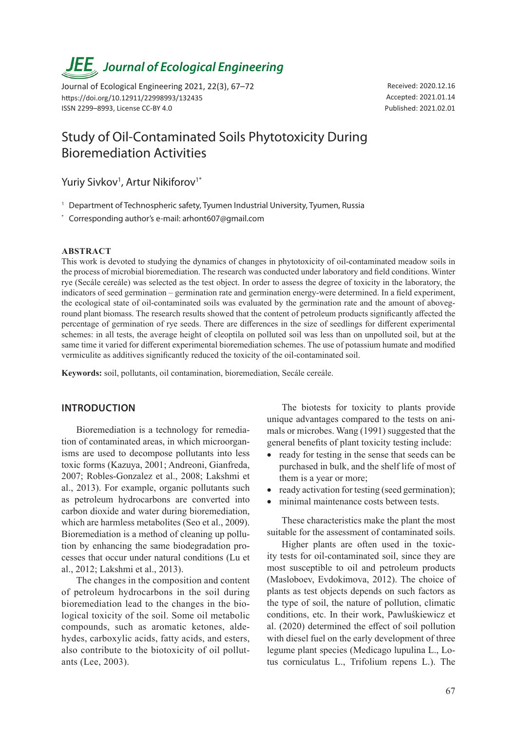# JEE Journal of Ecological Engineering

Journal of Ecological Engineering 2021, 22(3), 67–72
https://doi.org/10.12911/22998993/132435
ISSN 2299–8993, License CC-BY 4.0

Received: 2020.12.16
Accepted: 2021.01.14
Published: 2021.02.01

# Study of Oil-Contaminated Soils Phytotoxicity During Bioremediation Activities

Yuriy Sivkov[1], Artur Nikiforov[1*]

[1] Department of Technospheric safety, Tyumen Industrial University, Tyumen, Russia

[*] Corresponding author's e-mail: arhont607@gmail.com

## ABSTRACT

This work is devoted to studying the dynamics of changes in phytotoxicity of oil-contaminated meadow soils in the process of microbial bioremediation. The research was conducted under laboratory and field conditions. Winter rye (Secále cereále) was selected as the test object. In order to assess the degree of toxicity in the laboratory, the indicators of seed germination – germination rate and germination energy-were determined. In a field experiment, the ecological state of oil-contaminated soils was evaluated by the germination rate and the amount of aboveground plant biomass. The research results showed that the content of petroleum products significantly affected the percentage of germination of rye seeds. There are differences in the size of seedlings for different experimental schemes: in all tests, the average height of cleoptila on polluted soil was less than on unpolluted soil, but at the same time it varied for different experimental bioremediation schemes. The use of potassium humate and modified vermiculite as additives significantly reduced the toxicity of the oil-contaminated soil.

**Keywords:** soil, pollutants, oil contamination, bioremediation, Secále cereále.

## INTRODUCTION

Bioremediation is a technology for remediation of contaminated areas, in which microorganisms are used to decompose pollutants into less toxic forms (Kazuya, 2001; Andreoni, Gianfreda, 2007; Robles-Gonzalez et al., 2008; Lakshmi et al., 2013). For example, organic pollutants such as petroleum hydrocarbons are converted into carbon dioxide and water during bioremediation, which are harmless metabolites (Seo et al., 2009). Bioremediation is a method of cleaning up pollution by enhancing the same biodegradation processes that occur under natural conditions (Lu et al., 2012; Lakshmi et al., 2013).

The changes in the composition and content of petroleum hydrocarbons in the soil during bioremediation lead to the changes in the biological toxicity of the soil. Some oil metabolic compounds, such as aromatic ketones, aldehydes, carboxylic acids, fatty acids, and esters, also contribute to the biotoxicity of oil pollutants (Lee, 2003).

The biotests for toxicity to plants provide unique advantages compared to the tests on animals or microbes. Wang (1991) suggested that the general benefits of plant toxicity testing include:

- ready for testing in the sense that seeds can be purchased in bulk, and the shelf life of most of them is a year or more;
- ready activation for testing (seed germination);
- minimal maintenance costs between tests.

These characteristics make the plant the most suitable for the assessment of contaminated soils.

Higher plants are often used in the toxicity tests for oil-contaminated soil, since they are most susceptible to oil and petroleum products (Masloboev, Evdokimova, 2012). The choice of plants as test objects depends on such factors as the type of soil, the nature of pollution, climatic conditions, etc. In their work, Pawluśkiewicz et al. (2020) determined the effect of soil pollution with diesel fuel on the early development of three legume plant species (Medicago lupulina L., Lotus corniculatus L., Trifolium repens L.). The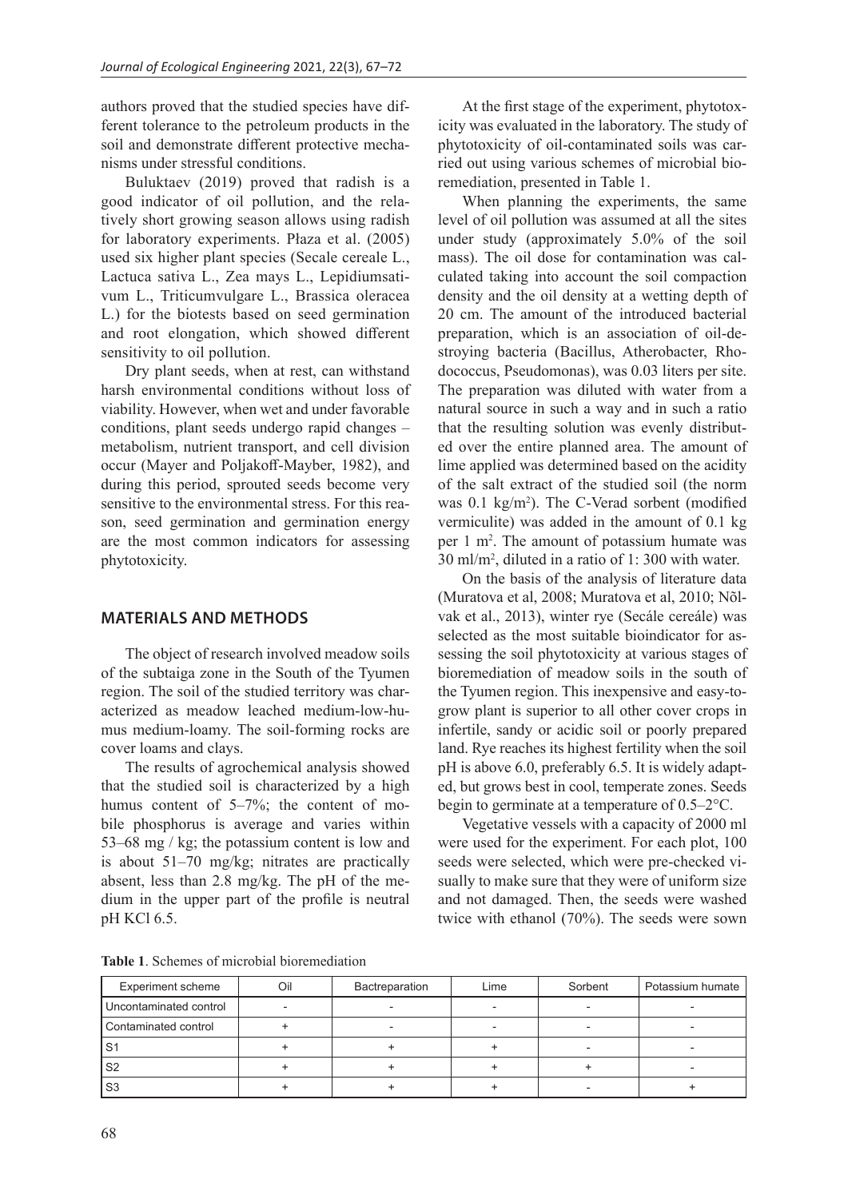authors proved that the studied species have different tolerance to the petroleum products in the soil and demonstrate different protective mechanisms under stressful conditions.

Buluktaev (2019) proved that radish is a good indicator of oil pollution, and the relatively short growing season allows using radish for laboratory experiments. Płaza et al. (2005) used six higher plant species (Secale cereale L., Lactuca sativa L., Zea mays L., Lepidiumsativum L., Triticumvulgare L., Brassica oleracea L.) for the biotests based on seed germination and root elongation, which showed different sensitivity to oil pollution.

Dry plant seeds, when at rest, can withstand harsh environmental conditions without loss of viability. However, when wet and under favorable conditions, plant seeds undergo rapid changes – metabolism, nutrient transport, and cell division occur (Mayer and Poljakoff-Mayber, 1982), and during this period, sprouted seeds become very sensitive to the environmental stress. For this reason, seed germination and germination energy are the most common indicators for assessing phytotoxicity.

## MATERIALS AND METHODS

The object of research involved meadow soils of the subtaiga zone in the South of the Tyumen region. The soil of the studied territory was characterized as meadow leached medium-low-humus medium-loamy. The soil-forming rocks are cover loams and clays.

The results of agrochemical analysis showed that the studied soil is characterized by a high humus content of 5–7%; the content of mobile phosphorus is average and varies within 53–68 mg / kg; the potassium content is low and is about 51–70 mg/kg; nitrates are practically absent, less than 2.8 mg/kg. The pH of the medium in the upper part of the profile is neutral pH KCl 6.5.

At the first stage of the experiment, phytotoxicity was evaluated in the laboratory. The study of phytotoxicity of oil-contaminated soils was carried out using various schemes of microbial bioremediation, presented in Table 1.

When planning the experiments, the same level of oil pollution was assumed at all the sites under study (approximately 5.0% of the soil mass). The oil dose for contamination was calculated taking into account the soil compaction density and the oil density at a wetting depth of 20 cm. The amount of the introduced bacterial preparation, which is an association of oil-destroying bacteria (Bacillus, Atherobacter, Rhodococcus, Pseudomonas), was 0.03 liters per site. The preparation was diluted with water from a natural source in such a way and in such a ratio that the resulting solution was evenly distributed over the entire planned area. The amount of lime applied was determined based on the acidity of the salt extract of the studied soil (the norm was 0.1 kg/m$^2$). The C-Verad sorbent (modified vermiculite) was added in the amount of 0.1 kg per 1 m$^2$. The amount of potassium humate was 30 ml/m$^2$, diluted in a ratio of 1: 300 with water.

On the basis of the analysis of literature data (Muratova et al, 2008; Muratova et al, 2010; Nõlvak et al., 2013), winter rye (Secále cereále) was selected as the most suitable bioindicator for assessing the soil phytotoxicity at various stages of bioremediation of meadow soils in the south of the Tyumen region. This inexpensive and easy-to-grow plant is superior to all other cover crops in infertile, sandy or acidic soil or poorly prepared land. Rye reaches its highest fertility when the soil pH is above 6.0, preferably 6.5. It is widely adapted, but grows best in cool, temperate zones. Seeds begin to germinate at a temperature of 0.5–2°C.

Vegetative vessels with a capacity of 2000 ml were used for the experiment. For each plot, 100 seeds were selected, which were pre-checked visually to make sure that they were of uniform size and not damaged. Then, the seeds were washed twice with ethanol (70%). The seeds were sown

**Table 1**. Schemes of microbial bioremediation

| Experiment scheme | Oil | Bactreparation | Lime | Sorbent | Potassium humate |
|---|---|---|---|---|---|
| Uncontaminated control | - | - | - | - | - |
| Contaminated control | + | - | - | - | - |
| S1 | + | + | + | - | - |
| S2 | + | + | + | + | - |
| S3 | + | + | + | - | + |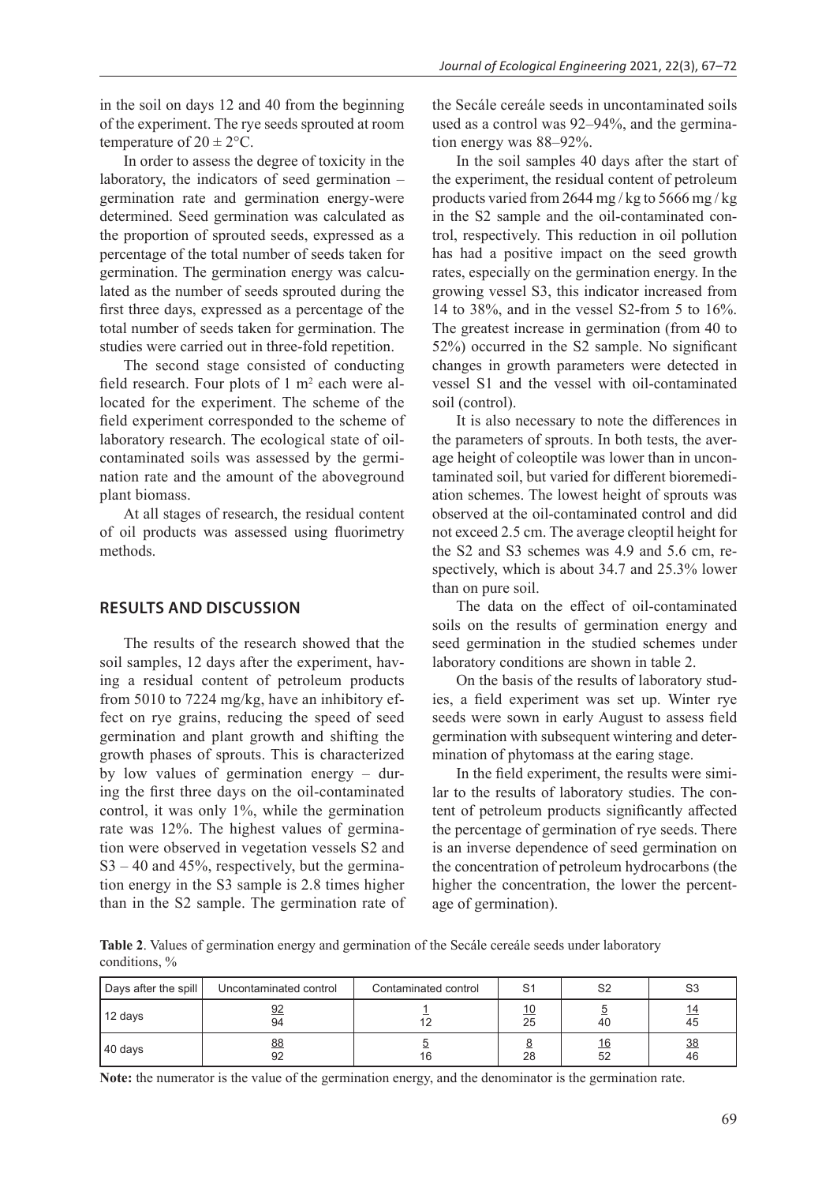in the soil on days 12 and 40 from the beginning of the experiment. The rye seeds sprouted at room temperature of 20 ± 2°C.

In order to assess the degree of toxicity in the laboratory, the indicators of seed germination – germination rate and germination energy-were determined. Seed germination was calculated as the proportion of sprouted seeds, expressed as a percentage of the total number of seeds taken for germination. The germination energy was calculated as the number of seeds sprouted during the first three days, expressed as a percentage of the total number of seeds taken for germination. The studies were carried out in three-fold repetition.

The second stage consisted of conducting field research. Four plots of 1 m$^2$ each were allocated for the experiment. The scheme of the field experiment corresponded to the scheme of laboratory research. The ecological state of oil-contaminated soils was assessed by the germination rate and the amount of the aboveground plant biomass.

At all stages of research, the residual content of oil products was assessed using fluorimetry methods.

## RESULTS AND DISCUSSION

The results of the research showed that the soil samples, 12 days after the experiment, having a residual content of petroleum products from 5010 to 7224 mg/kg, have an inhibitory effect on rye grains, reducing the speed of seed germination and plant growth and shifting the growth phases of sprouts. This is characterized by low values of germination energy – during the first three days on the oil-contaminated control, it was only 1%, while the germination rate was 12%. The highest values of germination were observed in vegetation vessels S2 and S3 – 40 and 45%, respectively, but the germination energy in the S3 sample is 2.8 times higher than in the S2 sample. The germination rate of the Secále cereále seeds in uncontaminated soils used as a control was 92–94%, and the germination energy was 88–92%.

In the soil samples 40 days after the start of the experiment, the residual content of petroleum products varied from 2644 mg / kg to 5666 mg / kg in the S2 sample and the oil-contaminated control, respectively. This reduction in oil pollution has had a positive impact on the seed growth rates, especially on the germination energy. In the growing vessel S3, this indicator increased from 14 to 38%, and in the vessel S2-from 5 to 16%. The greatest increase in germination (from 40 to 52%) occurred in the S2 sample. No significant changes in growth parameters were detected in vessel S1 and the vessel with oil-contaminated soil (control).

It is also necessary to note the differences in the parameters of sprouts. In both tests, the average height of coleoptile was lower than in uncontaminated soil, but varied for different bioremediation schemes. The lowest height of sprouts was observed at the oil-contaminated control and did not exceed 2.5 cm. The average cleoptil height for the S2 and S3 schemes was 4.9 and 5.6 cm, respectively, which is about 34.7 and 25.3% lower than on pure soil.

The data on the effect of oil-contaminated soils on the results of germination energy and seed germination in the studied schemes under laboratory conditions are shown in table 2.

On the basis of the results of laboratory studies, a field experiment was set up. Winter rye seeds were sown in early August to assess field germination with subsequent wintering and determination of phytomass at the earing stage.

In the field experiment, the results were similar to the results of laboratory studies. The content of petroleum products significantly affected the percentage of germination of rye seeds. There is an inverse dependence of seed germination on the concentration of petroleum hydrocarbons (the higher the concentration, the lower the percentage of germination).

**Table 2**. Values of germination energy and germination of the Secále cereále seeds under laboratory conditions, %

| Days after the spill | Uncontaminated control | Contaminated control | S1 | S2 | S3 |
|---|---|---|---|---|---|
| 12 days | 92 / 94 | 1 / 12 | 10 / 25 | 5 / 40 | 14 / 45 |
| 40 days | 88 / 92 | 5 / 16 | 8 / 28 | 16 / 52 | 38 / 46 |

**Note:** the numerator is the value of the germination energy, and the denominator is the germination rate.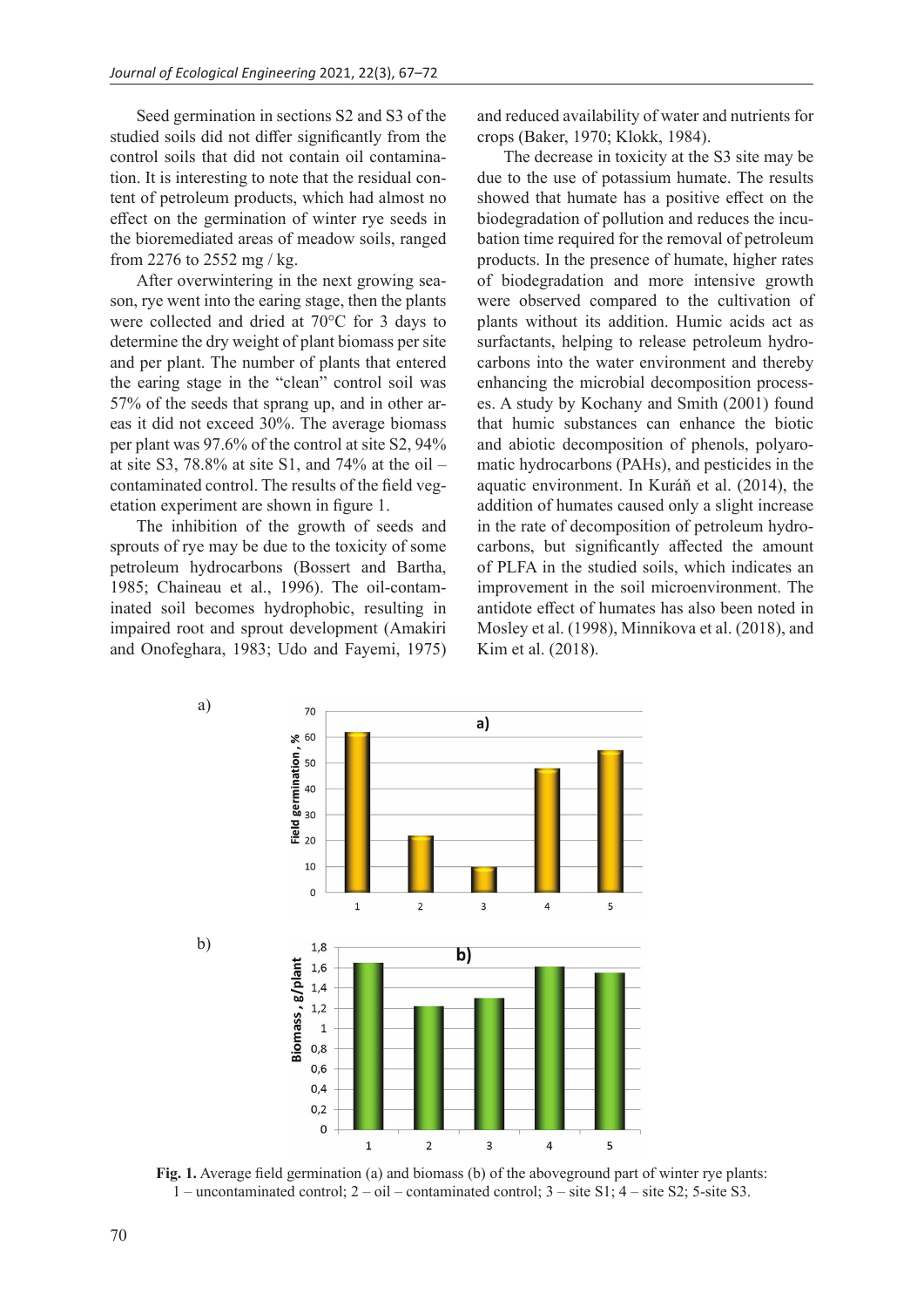Seed germination in sections S2 and S3 of the studied soils did not differ significantly from the control soils that did not contain oil contamination. It is interesting to note that the residual content of petroleum products, which had almost no effect on the germination of winter rye seeds in the bioremediated areas of meadow soils, ranged from 2276 to 2552 mg / kg.

After overwintering in the next growing season, rye went into the earing stage, then the plants were collected and dried at 70°C for 3 days to determine the dry weight of plant biomass per site and per plant. The number of plants that entered the earing stage in the "clean" control soil was 57% of the seeds that sprang up, and in other areas it did not exceed 30%. The average biomass per plant was 97.6% of the control at site S2, 94% at site S3, 78.8% at site S1, and 74% at the oil – contaminated control. The results of the field vegetation experiment are shown in figure 1.

The inhibition of the growth of seeds and sprouts of rye may be due to the toxicity of some petroleum hydrocarbons (Bossert and Bartha, 1985; Chaineau et al., 1996). The oil-contaminated soil becomes hydrophobic, resulting in impaired root and sprout development (Amakiri and Onofeghara, 1983; Udo and Fayemi, 1975) and reduced availability of water and nutrients for crops (Baker, 1970; Klokk, 1984).

The decrease in toxicity at the S3 site may be due to the use of potassium humate. The results showed that humate has a positive effect on the biodegradation of pollution and reduces the incubation time required for the removal of petroleum products. In the presence of humate, higher rates of biodegradation and more intensive growth were observed compared to the cultivation of plants without its addition. Humic acids act as surfactants, helping to release petroleum hydrocarbons into the water environment and thereby enhancing the microbial decomposition processes. A study by Kochany and Smith (2001) found that humic substances can enhance the biotic and abiotic decomposition of phenols, polyaromatic hydrocarbons (PAHs), and pesticides in the aquatic environment. In Kuráň et al. (2014), the addition of humates caused only a slight increase in the rate of decomposition of petroleum hydrocarbons, but significantly affected the amount of PLFA in the studied soils, which indicates an improvement in the soil microenvironment. The antidote effect of humates has also been noted in Mosley et al. (1998), Minnikova et al. (2018), and Kim et al. (2018).

a)

a)

Field germination, %

70
60
50
40
30
20
10
0

1 2 3 4 5

b)

b)

Biomass, g/plant

1,8
1,6
1,4
1,2
1
0,8
0,6
0,4
0,2
0

1 2 3 4 5

**Fig. 1.** Average field germination (a) and biomass (b) of the aboveground part of winter rye plants: 1 – uncontaminated control; 2 – oil – contaminated control; 3 – site S1; 4 – site S2; 5-site S3.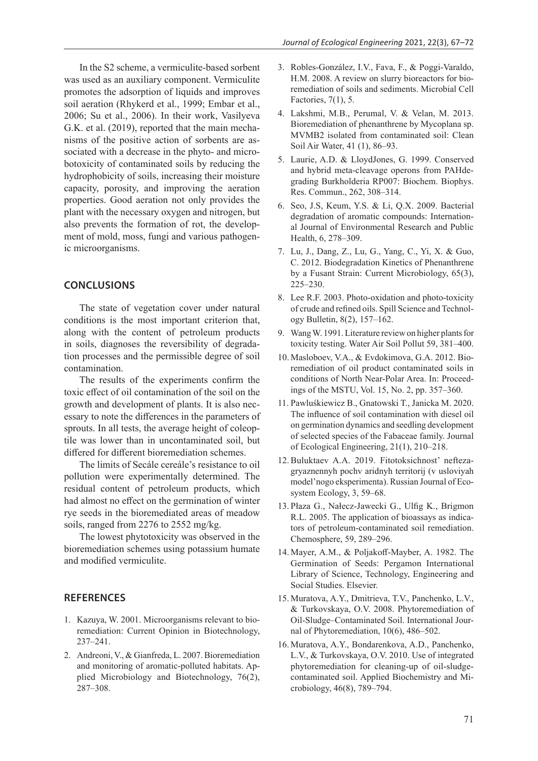In the S2 scheme, a vermiculite-based sorbent was used as an auxiliary component. Vermiculite promotes the adsorption of liquids and improves soil aeration (Rhykerd et al., 1999; Embar et al., 2006; Su et al., 2006). In their work, Vasilyeva G.K. et al. (2019), reported that the main mechanisms of the positive action of sorbents are associated with a decrease in the phyto- and microbotoxicity of contaminated soils by reducing the hydrophobicity of soils, increasing their moisture capacity, porosity, and improving the aeration properties. Good aeration not only provides the plant with the necessary oxygen and nitrogen, but also prevents the formation of rot, the development of mold, moss, fungi and various pathogenic microorganisms.

## CONCLUSIONS

The state of vegetation cover under natural conditions is the most important criterion that, along with the content of petroleum products in soils, diagnoses the reversibility of degradation processes and the permissible degree of soil contamination.

The results of the experiments confirm the toxic effect of oil contamination of the soil on the growth and development of plants. It is also necessary to note the differences in the parameters of sprouts. In all tests, the average height of coleoptile was lower than in uncontaminated soil, but differed for different bioremediation schemes.

The limits of Secále cereále's resistance to oil pollution were experimentally determined. The residual content of petroleum products, which had almost no effect on the germination of winter rye seeds in the bioremediated areas of meadow soils, ranged from 2276 to 2552 mg/kg.

The lowest phytotoxicity was observed in the bioremediation schemes using potassium humate and modified vermiculite.

## REFERENCES

1. Kazuya, W. 2001. Microorganisms relevant to bioremediation: Current Opinion in Biotechnology, 237–241.
2. Andreoni, V., & Gianfreda, L. 2007. Bioremediation and monitoring of aromatic-polluted habitats. Applied Microbiology and Biotechnology, 76(2), 287–308.
3. Robles-González, I.V., Fava, F., & Poggi-Varaldo, H.M. 2008. A review on slurry bioreactors for bioremediation of soils and sediments. Microbial Cell Factories, 7(1), 5.
4. Lakshmi, M.B., Perumal, V. & Velan, M. 2013. Bioremediation of phenanthrene by Mycoplana sp. MVMB2 isolated from contaminated soil: Clean Soil Air Water, 41 (1), 86–93.
5. Laurie, A.D. & LloydJones, G. 1999. Conserved and hybrid meta-cleavage operons from PAHdegrading Burkholderia RP007: Biochem. Biophys. Res. Commun., 262, 308–314.
6. Seo, J.S, Keum, Y.S. & Li, Q.X. 2009. Bacterial degradation of aromatic compounds: International Journal of Environmental Research and Public Health, 6, 278–309.
7. Lu, J., Dang, Z., Lu, G., Yang, C., Yi, X. & Guo, C. 2012. Biodegradation Kinetics of Phenanthrene by a Fusant Strain: Current Microbiology, 65(3), 225–230.
8. Lee R.F. 2003. Photo-oxidation and photo-toxicity of crude and refined oils. Spill Science and Technology Bulletin, 8(2), 157–162.
9. Wang W. 1991. Literature review on higher plants for toxicity testing. Water Air Soil Pollut 59, 381–400.
10. Masloboev, V.A., & Evdokimova, G.A. 2012. Bioremediation of oil product contaminated soils in conditions of North Near-Polar Area. In: Proceedings of the MSTU, Vol. 15, No. 2, pp. 357–360.
11. Pawluśkiewicz B., Gnatowski T., Janicka M. 2020. The influence of soil contamination with diesel oil on germination dynamics and seedling development of selected species of the Fabaceae family. Journal of Ecological Engineering, 21(1), 210–218.
12. Buluktaev A.A. 2019. Fitotoksichnost' neftezagryaznennyh pochv aridnyh territorij (v usloviyah model'nogo eksperimenta). Russian Journal of Ecosystem Ecology, 3, 59–68.
13. Płaza G., Nałecz-Jawecki G., Ulfig K., Brigmon R.L. 2005. The application of bioassays as indicators of petroleum-contaminated soil remediation. Chemosphere, 59, 289–296.
14. Mayer, A.M., & Poljakoff-Mayber, A. 1982. The Germination of Seeds: Pergamon International Library of Science, Technology, Engineering and Social Studies. Elsevier.
15. Muratova, A.Y., Dmitrieva, T.V., Panchenko, L.V., & Turkovskaya, O.V. 2008. Phytoremediation of Oil-Sludge–Contaminated Soil. International Journal of Phytoremediation, 10(6), 486–502.
16. Muratova, A.Y., Bondarenkova, A.D., Panchenko, L.V., & Turkovskaya, O.V. 2010. Use of integrated phytoremediation for cleaning-up of oil-sludge-contaminated soil. Applied Biochemistry and Microbiology, 46(8), 789–794.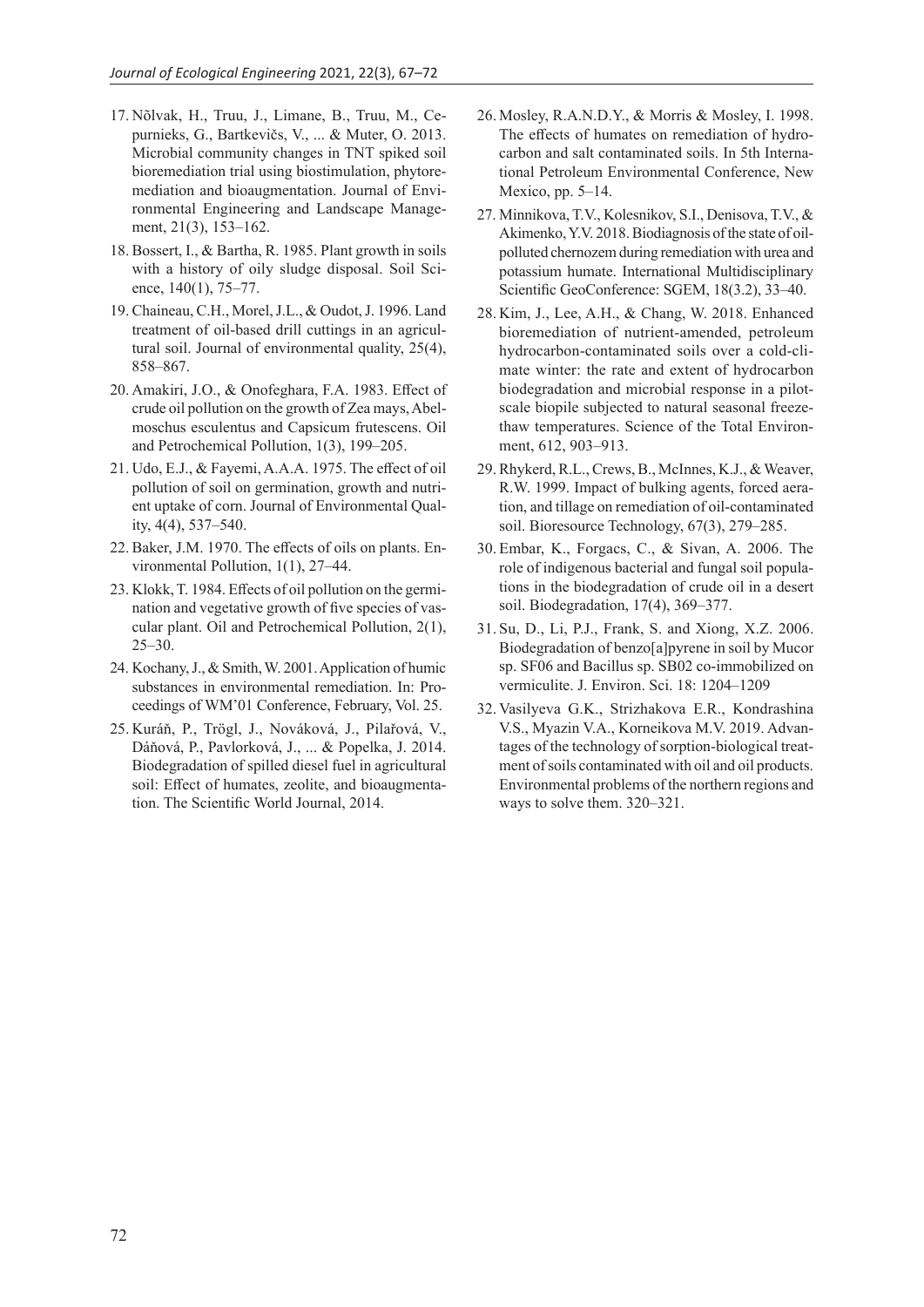17. Nõlvak, H., Truu, J., Limane, B., Truu, M., Cepurnieks, G., Bartkevičs, V., ... & Muter, O. 2013. Microbial community changes in TNT spiked soil bioremediation trial using biostimulation, phytoremediation and bioaugmentation. Journal of Environmental Engineering and Landscape Management, 21(3), 153–162.
18. Bossert, I., & Bartha, R. 1985. Plant growth in soils with a history of oily sludge disposal. Soil Science, 140(1), 75–77.
19. Chaineau, C.H., Morel, J.L., & Oudot, J. 1996. Land treatment of oil-based drill cuttings in an agricultural soil. Journal of environmental quality, 25(4), 858–867.
20. Amakiri, J.O., & Onofeghara, F.A. 1983. Effect of crude oil pollution on the growth of Zea mays, Abelmoschus esculentus and Capsicum frutescens. Oil and Petrochemical Pollution, 1(3), 199–205.
21. Udo, E.J., & Fayemi, A.A.A. 1975. The effect of oil pollution of soil on germination, growth and nutrient uptake of corn. Journal of Environmental Quality, 4(4), 537–540.
22. Baker, J.M. 1970. The effects of oils on plants. Environmental Pollution, 1(1), 27–44.
23. Klokk, T. 1984. Effects of oil pollution on the germination and vegetative growth of five species of vascular plant. Oil and Petrochemical Pollution, 2(1), 25–30.
24. Kochany, J., & Smith, W. 2001. Application of humic substances in environmental remediation. In: Proceedings of WM'01 Conference, February, Vol. 25.
25. Kuráň, P., Trögl, J., Nováková, J., Pilařová, V., Dáňová, P., Pavlorková, J., ... & Popelka, J. 2014. Biodegradation of spilled diesel fuel in agricultural soil: Effect of humates, zeolite, and bioaugmentation. The Scientific World Journal, 2014.
26. Mosley, R.A.N.D.Y., & Morris & Mosley, I. 1998. The effects of humates on remediation of hydrocarbon and salt contaminated soils. In 5th International Petroleum Environmental Conference, New Mexico, pp. 5–14.
27. Minnikova, T.V., Kolesnikov, S.I., Denisova, T.V., & Akimenko, Y.V. 2018. Biodiagnosis of the state of oil-polluted chernozem during remediation with urea and potassium humate. International Multidisciplinary Scientific GeoConference: SGEM, 18(3.2), 33–40.
28. Kim, J., Lee, A.H., & Chang, W. 2018. Enhanced bioremediation of nutrient-amended, petroleum hydrocarbon-contaminated soils over a cold-climate winter: the rate and extent of hydrocarbon biodegradation and microbial response in a pilot-scale biopile subjected to natural seasonal freeze-thaw temperatures. Science of the Total Environment, 612, 903–913.
29. Rhykerd, R.L., Crews, B., McInnes, K.J., & Weaver, R.W. 1999. Impact of bulking agents, forced aeration, and tillage on remediation of oil-contaminated soil. Bioresource Technology, 67(3), 279–285.
30. Embar, K., Forgacs, C., & Sivan, A. 2006. The role of indigenous bacterial and fungal soil populations in the biodegradation of crude oil in a desert soil. Biodegradation, 17(4), 369–377.
31. Su, D., Li, P.J., Frank, S. and Xiong, X.Z. 2006. Biodegradation of benzo[a]pyrene in soil by Mucor sp. SF06 and Bacillus sp. SB02 co-immobilized on vermiculite. J. Environ. Sci. 18: 1204–1209
32. Vasilyeva G.K., Strizhakova E.R., Kondrashina V.S., Myazin V.A., Korneikova M.V. 2019. Advantages of the technology of sorption-biological treatment of soils contaminated with oil and oil products. Environmental problems of the northern regions and ways to solve them. 320–321.